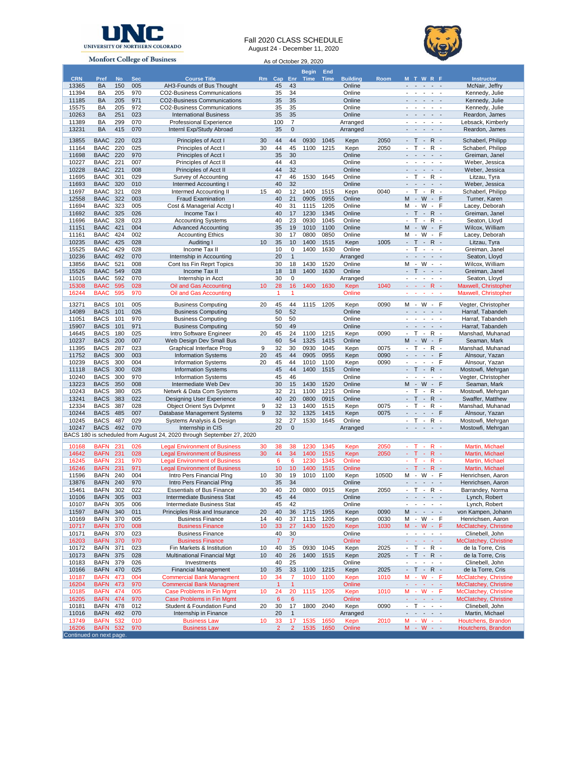UNIVERSITY OF NORTHERN COLORADO

Monfort College of Business

# Fall 2020 CLASS SCHEDULE

August 24 - December 11, 2020

As of October 29, 2020

| CRN | Pref | No | Sec | Course Title | Rm | Cap | Enr | Begin Time | End Time | Building | Room | M T W R F | Instructor |
|---|---|---|---|---|---|---|---|---|---|---|---|---|---|
| 13365 | BA | 150 | 005 | AH3-Founds of Bus Thought | | 45 | 43 | | | Online | | - - - - - | McNair, Jeffry |
| 11394 | BA | 205 | 970 | CO2-Business Communications | | 35 | 34 | | | Online | | - - - - - | Kennedy, Julie |
| 11185 | BA | 205 | 971 | CO2-Business Communications | | 35 | 35 | | | Online | | - - - - - | Kennedy, Julie |
| 15575 | BA | 205 | 972 | CO2-Business Communications | | 35 | 35 | | | Online | | - - - - - | Kennedy, Julie |
| 10263 | BA | 251 | 023 | International Business | | 35 | 35 | | | Online | | - - - - - | Reardon, James |
| 11389 | BA | 299 | 070 | Professional Experience | | 100 | 7 | | | Arranged | | - - - - - | Lebsack, Kimberly |
| 13231 | BA | 415 | 070 | Internl Exp/Study Abroad | | 35 | 0 | | | Arranged | | - - - - - | Reardon, James |
| 13855 | BAAC | 220 | 023 | Principles of Acct I | 30 | 44 | 44 | 0930 | 1045 | Kepn | 2050 | - T - R - | Schaberl, Philipp |
| 11164 | BAAC | 220 | 025 | Principles of Acct I | 30 | 44 | 45 | 1100 | 1215 | Kepn | 2050 | - T - R - | Schaberl, Philipp |
| 11698 | BAAC | 220 | 970 | Principles of Acct I | | 35 | 30 | | | Online | | - - - - - | Greiman, Janel |
| 10227 | BAAC | 221 | 007 | Principles of Acct II | | 44 | 43 | | | Online | | - - - - - | Weber, Jessica |
| 10228 | BAAC | 221 | 008 | Principles of Acct II | | 44 | 32 | | | Online | | - - - - - | Weber, Jessica |
| 11695 | BAAC | 301 | 029 | Survey of Accounting | | 47 | 46 | 1530 | 1645 | Online | | - T - R - | Litzau, Tyra |
| 11693 | BAAC | 320 | 010 | Intermed Accounting I | | 40 | 32 | | | Online | | - - - - - | Weber, Jessica |
| 11697 | BAAC | 321 | 028 | Intermed Accounting II | 15 | 40 | 12 | 1400 | 1515 | Kepn | 0040 | - T - R - | Schaberl, Philipp |
| 12558 | BAAC | 322 | 003 | Fraud Examination | | 40 | 21 | 0905 | 0955 | Online | | M - W - F | Turner, Karen |
| 11694 | BAAC | 323 | 005 | Cost & Managerial Acctg I | | 40 | 31 | 1115 | 1205 | Online | | M - W - F | Lacey, Deborah |
| 11692 | BAAC | 325 | 026 | Income Tax I | | 40 | 17 | 1230 | 1345 | Online | | - T - R - | Greiman, Janel |
| 11696 | BAAC | 328 | 023 | Accounting Systems | | 40 | 23 | 0930 | 1045 | Online | | - T - R - | Seaton, Lloyd |
| 11151 | BAAC | 421 | 004 | Advanced Accounting | | 35 | 19 | 1010 | 1100 | Online | | M - W - F | Wilcox, William |
| 11161 | BAAC | 424 | 002 | Accounting Ethics | | 30 | 17 | 0800 | 0850 | Online | | M - W - F | Lacey, Deborah |
| 10235 | BAAC | 425 | 028 | Auditing I | 10 | 35 | 10 | 1400 | 1515 | Kepn | 1005 | - T - R - | Litzau, Tyra |
| 15525 | BAAC | 429 | 028 | Income Tax II | | 10 | 0 | 1400 | 1630 | Online | | - T - - - | Greiman, Janel |
| 10236 | BAAC | 492 | 070 | Internship in Accounting | | 20 | 1 | | | Arranged | | - - - - - | Seaton, Lloyd |
| 13856 | BAAC | 521 | 008 | Cont Iss Fin Reprt Topics | | 30 | 18 | 1430 | 1520 | Online | | M - W - - | Wilcox, William |
| 15526 | BAAC | 549 | 028 | Income Tax II | | 18 | 18 | 1400 | 1630 | Online | | - T - - - | Greiman, Janel |
| 11015 | BAAC | 592 | 070 | Internship in Acct | | 30 | 0 | | | Arranged | | - - - - - | Seaton, Lloyd |
| 15308 | BAAC | 595 | 028 | Oil and Gas Accounting | 10 | 28 | 16 | 1400 | 1630 | Kepn | 1040 | - - - R - | Maxwell, Christopher |
| 16244 | BAAC | 595 | 970 | Oil and Gas Accounting | | 1 | 1 | | | Online | | - - - - - | Maxwell, Christopher |
| 13271 | BACS | 101 | 005 | Business Computing | 20 | 45 | 44 | 1115 | 1205 | Kepn | 0090 | M - W - F | Vegter, Christopher |
| 14089 | BACS | 101 | 026 | Business Computing | | 50 | 52 | | | Online | | - - - - - | Harraf, Tabandeh |
| 11051 | BACS | 101 | 970 | Business Computing | | 50 | 50 | | | Online | | - - - - - | Harraf, Tabandeh |
| 15907 | BACS | 101 | 971 | Business Computing | | 50 | 49 | | | Online | | - - - - - | Harraf, Tabandeh |
| 14645 | BACS | 180 | 025 | Intro Software Engineer | 20 | 45 | 24 | 1100 | 1215 | Kepn | 0090 | - T - R - | Manshad, Muhanad |
| 10237 | BACS | 200 | 007 | Web Design Dev Small Bus | | 60 | 54 | 1325 | 1415 | Online | | M - W - F | Seaman, Mark |
| 11395 | BACS | 287 | 023 | Graphical Interface Prog | 9 | 32 | 30 | 0930 | 1045 | Kepn | 0075 | - T - R - | Manshad, Muhanad |
| 11752 | BACS | 300 | 003 | Information Systems | 20 | 45 | 44 | 0905 | 0955 | Kepn | 0090 | - - - - F | Alnsour, Yazan |
| 10239 | BACS | 300 | 004 | Information Systems | 20 | 45 | 44 | 1010 | 1100 | Kepn | 0090 | - - - - F | Alnsour, Yazan |
| 11118 | BACS | 300 | 028 | Information Systems | | 45 | 44 | 1400 | 1515 | Online | | - T - R - | Mostowfi, Mehrgan |
| 10240 | BACS | 300 | 970 | Information Systems | | 45 | 46 | | | Online | | - - - - - | Vegter, Christopher |
| 13223 | BACS | 350 | 008 | Intermediate Web Dev | | 30 | 15 | 1430 | 1520 | Online | | M - W - F | Seaman, Mark |
| 10243 | BACS | 380 | 025 | Netwrk & Data Com Systems | | 32 | 21 | 1100 | 1215 | Online | | - T - R - | Mostowfi, Mehrgan |
| 13241 | BACS | 383 | 022 | Designing User Experience | | 40 | 20 | 0800 | 0915 | Online | | - T - R - | Swaffer, Matthew |
| 12334 | BACS | 387 | 028 | Object Orient Sys Dvlpmnt | 9 | 32 | 13 | 1400 | 1515 | Kepn | 0075 | - T - R - | Manshad, Muhanad |
| 10244 | BACS | 485 | 007 | Database Management Systems | 9 | 32 | 32 | 1325 | 1415 | Kepn | 0075 | - - - - F | Alnsour, Yazan |
| 10245 | BACS | 487 | 029 | Systems Analysis & Design | | 32 | 27 | 1530 | 1645 | Online | | - T - R - | Mostowfi, Mehrgan |
| 10247 | BACS | 492 | 070 | Internship in CIS | | 20 | 0 | | | Arranged | | - - - - - | Mostowfi, Mehrgan |
| BACS 180 is scheduled from August 24, 2020 through September 27, 2020 | | | | | | | | | | | | | |
| 10168 | BAFN | 231 | 026 | Legal Environment of Business | 30 | 38 | 38 | 1230 | 1345 | Kepn | 2050 | - T - R - | Martin, Michael |
| 14642 | BAFN | 231 | 028 | Legal Environment of Business | 30 | 44 | 34 | 1400 | 1515 | Kepn | 2050 | - T - R - | Martin, Michael |
| 16245 | BAFN | 231 | 970 | Legal Environment of Business | | 6 | 6 | 1230 | 1345 | Online | | - T - R - | Martin, Michael |
| 16246 | BAFN | 231 | 971 | Legal Environment of Business | | 10 | 10 | 1400 | 1515 | Online | | - T - R - | Martin, Michael |
| 11596 | BAFN | 240 | 004 | Intro Pers Financial Plng | 10 | 30 | 19 | 1010 | 1100 | Kepn | 1050D | M - W - F | Henrichsen, Aaron |
| 13876 | BAFN | 240 | 970 | Intro Pers Financial Plng | | 35 | 34 | | | Online | | - - - - - | Henrichsen, Aaron |
| 15461 | BAFN | 302 | 022 | Essentials of Bus Finance | 30 | 40 | 20 | 0800 | 0915 | Kepn | 2050 | - T - R - | Barrandey, Norma |
| 10106 | BAFN | 305 | 003 | Intermediate Business Stat | | 45 | 44 | | | Online | | - - - - - | Lynch, Robert |
| 10107 | BAFN | 305 | 006 | Intermediate Business Stat | | 45 | 42 | | | Online | | - - - - - | Lynch, Robert |
| 11597 | BAFN | 340 | 011 | Principles Risk and Insurance | 20 | 40 | 36 | 1715 | 1955 | Kepn | 0090 | M - - - - | von Kampen, Johann |
| 10169 | BAFN | 370 | 005 | Business Finance | 14 | 40 | 37 | 1115 | 1205 | Kepn | 0030 | M - W - F | Henrichsen, Aaron |
| 10717 | BAFN | 370 | 008 | Business Finance | 10 | 33 | 27 | 1430 | 1520 | Kepn | 1030 | M - W - F | McClatchey, Christine |
| 10171 | BAFN | 370 | 023 | Business Finance | | 40 | 30 | | | Online | | - - - - - | Clinebell, John |
| 16203 | BAFN | 370 | 970 | Business Finance | | 7 | 7 | | | Online | | - - - - - | McClatchey, Christine |
| 10172 | BAFN | 371 | 023 | Fin Markets & Institution | 10 | 40 | 35 | 0930 | 1045 | Kepn | 2025 | - T - R - | de la Torre, Cris |
| 10173 | BAFN | 375 | 028 | Multinational Financial Mgt | 10 | 40 | 26 | 1400 | 1515 | Kepn | 2025 | - T - R - | de la Torre, Cris |
| 10183 | BAFN | 379 | 026 | Investments | | 40 | 25 | | | Online | | - - - - - | Clinebell, John |
| 10166 | BAFN | 470 | 025 | Financial Management | 10 | 35 | 33 | 1100 | 1215 | Kepn | 2025 | - T - R - | de la Torre, Cris |
| 10187 | BAFN | 473 | 004 | Commercial Bank Managment | 10 | 34 | 7 | 1010 | 1100 | Kepn | 1010 | M - W - F | McClatchey, Christine |
| 16204 | BAFN | 473 | 970 | Commercial Bank Managment | | 1 | 1 | | | Online | | - - - - - | McClatchey, Christine |
| 10185 | BAFN | 474 | 005 | Case Problems in Fin Mgmt | 10 | 24 | 20 | 1115 | 1205 | Kepn | 1010 | M - W - F | McClatchey, Christine |
| 16205 | BAFN | 474 | 970 | Case Problems in Fin Mgmt | | 6 | 6 | | | Online | | - - - - - | McClatchey, Christine |
| 10181 | BAFN | 478 | 012 | Student & Foundation Fund | 20 | 30 | 17 | 1800 | 2040 | Kepn | 0090 | - T - - - | Clinebell, John |
| 11016 | BAFN | 492 | 070 | Internship in Finance | | 20 | 1 | | | Arranged | | - - - - - | Martin, Michael |
| 13749 | BAFN | 532 | 010 | Business Law | 10 | 33 | 17 | 1535 | 1650 | Kepn | 2010 | M - W - - | Houtchens, Brandon |
| 16206 | BAFN | 532 | 970 | Business Law | | 2 | 2 | 1535 | 1650 | Online | | M - W - - | Houtchens, Brandon |

Continued on next page.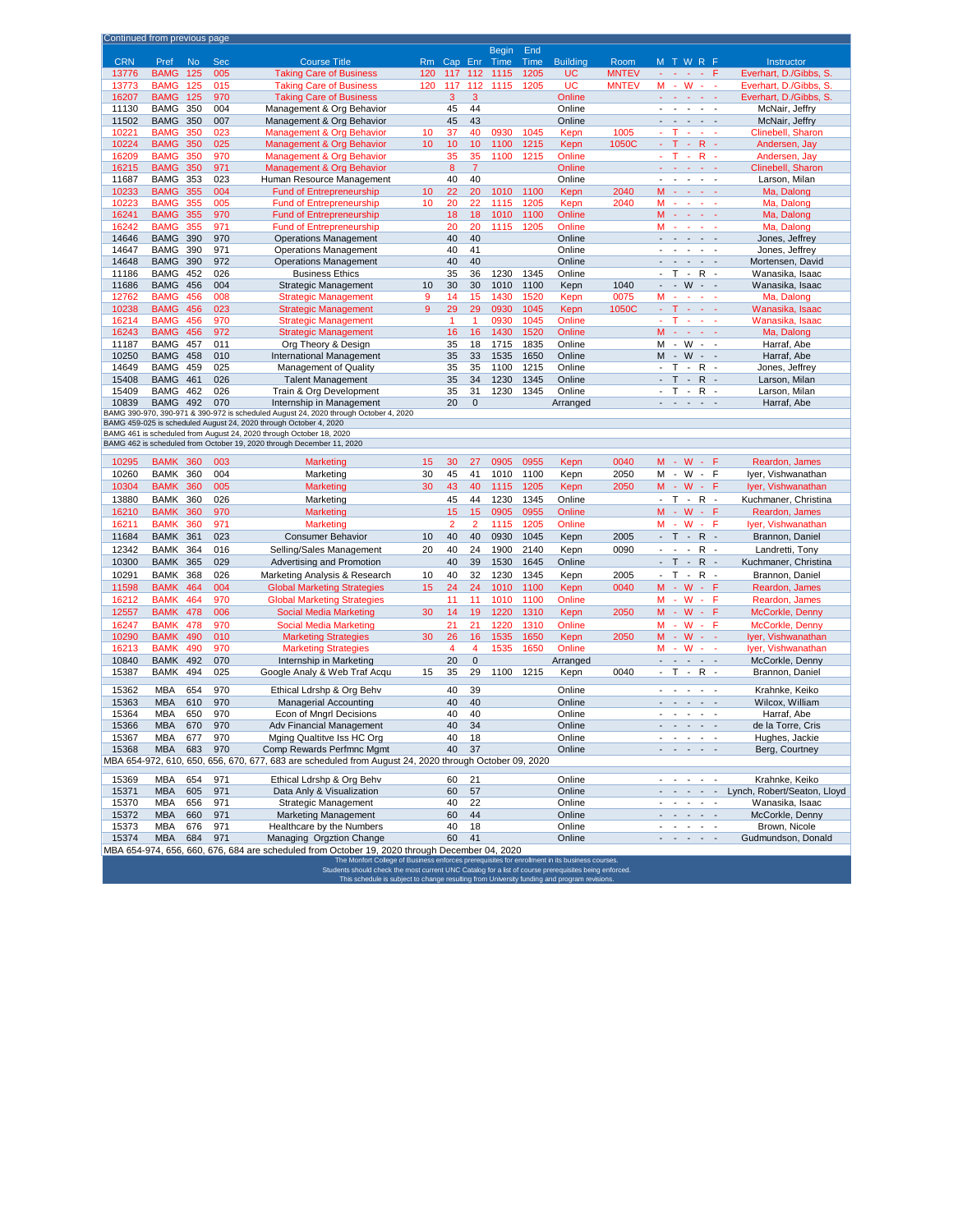Continued from previous page

| CRN | Pref | No | Sec | Course Title | Rm | Cap | Enr | Begin Time | End Time | Building | Room | M T W R F | Instructor |
|---|---|---|---|---|---|---|---|---|---|---|---|---|---|
| 13776 | BAMG | 125 | 005 | Taking Care of Business | 120 | 117 | 112 | 1115 | 1205 | UC | MNTEV | - - - - F | Everhart, D./Gibbs, S. |
| 13773 | BAMG | 125 | 015 | Taking Care of Business | 120 | 117 | 112 | 1115 | 1205 | UC | MNTEV | M - W - - | Everhart, D./Gibbs, S. |
| 16207 | BAMG | 125 | 970 | Taking Care of Business | | 3 | 3 | | | Online | | - - - - - | Everhart, D./Gibbs, S. |
| 11130 | BAMG | 350 | 004 | Management & Org Behavior | | 45 | 44 | | | Online | | - - - - - | McNair, Jeffry |
| 11502 | BAMG | 350 | 007 | Management & Org Behavior | | 45 | 43 | | | Online | | - - - - - | McNair, Jeffry |
| 10221 | BAMG | 350 | 023 | Management & Org Behavior | 10 | 37 | 40 | 0930 | 1045 | Kepn | 1005 | - T - - - | Clinebell, Sharon |
| 10224 | BAMG | 350 | 025 | Management & Org Behavior | 10 | 10 | 10 | 1100 | 1215 | Kepn | 1050C | - T - R - | Andersen, Jay |
| 16209 | BAMG | 350 | 970 | Management & Org Behavior | | 35 | 35 | 1100 | 1215 | Online | | - T - R - | Andersen, Jay |
| 16215 | BAMG | 350 | 971 | Management & Org Behavior | | 8 | 7 | | | Online | | - - - - - | Clinebell, Sharon |
| 11687 | BAMG | 353 | 023 | Human Resource Management | | 40 | 40 | | | Online | | - - - - - | Larson, Milan |
| 10233 | BAMG | 355 | 004 | Fund of Entrepreneurship | 10 | 22 | 20 | 1010 | 1100 | Kepn | 2040 | M - - - - | Ma, Dalong |
| 10223 | BAMG | 355 | 005 | Fund of Entrepreneurship | 10 | 20 | 22 | 1115 | 1205 | Kepn | 2040 | M - - - - | Ma, Dalong |
| 16241 | BAMG | 355 | 970 | Fund of Entrepreneurship | | 18 | 18 | 1010 | 1100 | Online | | M - - - - | Ma, Dalong |
| 16242 | BAMG | 355 | 971 | Fund of Entrepreneurship | | 20 | 20 | 1115 | 1205 | Online | | M - - - - | Ma, Dalong |
| 14646 | BAMG | 390 | 970 | Operations Management | | 40 | 40 | | | Online | | - - - - - | Jones, Jeffrey |
| 14647 | BAMG | 390 | 971 | Operations Management | | 40 | 41 | | | Online | | - - - - - | Jones, Jeffrey |
| 14648 | BAMG | 390 | 972 | Operations Management | | 40 | 40 | | | Online | | - - - - - | Mortensen, David |
| 11186 | BAMG | 452 | 026 | Business Ethics | | 35 | 36 | 1230 | 1345 | Online | | - T - R - | Wanasika, Isaac |
| 11686 | BAMG | 456 | 004 | Strategic Management | 10 | 30 | 30 | 1010 | 1100 | Kepn | 1040 | - - W - - | Wanasika, Isaac |
| 12762 | BAMG | 456 | 008 | Strategic Management | 9 | 14 | 15 | 1430 | 1520 | Kepn | 0075 | M - - - - | Ma, Dalong |
| 10238 | BAMG | 456 | 023 | Strategic Management | 9 | 29 | 29 | 0930 | 1045 | Kepn | 1050C | - T - - - | Wanasika, Isaac |
| 16214 | BAMG | 456 | 970 | Strategic Management | | 1 | 1 | 0930 | 1045 | Online | | - T - - - | Wanasika, Isaac |
| 16243 | BAMG | 456 | 972 | Strategic Management | | 16 | 16 | 1430 | 1520 | Online | | M - - - - | Ma, Dalong |
| 11187 | BAMG | 457 | 011 | Org Theory & Design | | 35 | 18 | 1715 | 1835 | Online | | M - W - - | Harraf, Abe |
| 10250 | BAMG | 458 | 010 | International Management | | 35 | 33 | 1535 | 1650 | Online | | M - W - - | Harraf, Abe |
| 14649 | BAMG | 459 | 025 | Management of Quality | | 35 | 35 | 1100 | 1215 | Online | | - T - R - | Jones, Jeffrey |
| 15408 | BAMG | 461 | 026 | Talent Management | | 35 | 34 | 1230 | 1345 | Online | | - T - R - | Larson, Milan |
| 15409 | BAMG | 462 | 026 | Train & Org Development | | 35 | 31 | 1230 | 1345 | Online | | - T - R - | Larson, Milan |
| 10839 | BAMG | 492 | 070 | Internship in Management | | 20 | 0 | | | Arranged | | - - - - - | Harraf, Abe |

BAMG 390-970, 390-971 & 390-972 is scheduled August 24, 2020 through October 4, 2020
BAMG 459-025 is scheduled August 24, 2020 through October 4, 2020
BAMG 461 is scheduled from August 24, 2020 through October 18, 2020
BAMG 462 is scheduled from October 19, 2020 through December 11, 2020

| CRN | Pref | No | Sec | Course Title | Rm | Cap | Enr | Begin Time | End Time | Building | Room | M T W R F | Instructor |
|---|---|---|---|---|---|---|---|---|---|---|---|---|---|
| 10295 | BAMK | 360 | 003 | Marketing | 15 | 30 | 27 | 0905 | 0955 | Kepn | 0040 | M - W - F | Reardon, James |
| 10260 | BAMK | 360 | 004 | Marketing | 30 | 45 | 41 | 1010 | 1100 | Kepn | 2050 | M - W - F | Iyer, Vishwanathan |
| 10304 | BAMK | 360 | 005 | Marketing | 30 | 43 | 40 | 1115 | 1205 | Kepn | 2050 | M - W - F | Iyer, Vishwanathan |
| 13880 | BAMK | 360 | 026 | Marketing | | 45 | 44 | 1230 | 1345 | Online | | - T - R - | Kuchmaner, Christina |
| 16210 | BAMK | 360 | 970 | Marketing | | 15 | 15 | 0905 | 0955 | Online | | M - W - F | Reardon, James |
| 16211 | BAMK | 360 | 971 | Marketing | | 2 | 2 | 1115 | 1205 | Online | | M - W - F | Iyer, Vishwanathan |
| 11684 | BAMK | 361 | 023 | Consumer Behavior | 10 | 40 | 40 | 0930 | 1045 | Kepn | 2005 | - T - R - | Brannon, Daniel |
| 12342 | BAMK | 364 | 016 | Selling/Sales Management | 20 | 40 | 24 | 1900 | 2140 | Kepn | 0090 | - - - R - | Landretti, Tony |
| 10300 | BAMK | 365 | 029 | Advertising and Promotion | | 40 | 39 | 1530 | 1645 | Online | | - T - R - | Kuchmaner, Christina |
| 10291 | BAMK | 368 | 026 | Marketing Analysis & Research | 10 | 40 | 32 | 1230 | 1345 | Kepn | 2005 | - T - R - | Brannon, Daniel |
| 11598 | BAMK | 464 | 004 | Global Marketing Strategies | 15 | 24 | 24 | 1010 | 1100 | Kepn | 0040 | M - W - F | Reardon, James |
| 16212 | BAMK | 464 | 970 | Global Marketing Strategies | | 11 | 11 | 1010 | 1100 | Online | | M - W - F | Reardon, James |
| 12557 | BAMK | 478 | 006 | Social Media Marketing | 30 | 14 | 19 | 1220 | 1310 | Kepn | 2050 | M - W - F | McCorkle, Denny |
| 16247 | BAMK | 478 | 970 | Social Media Marketing | | 21 | 21 | 1220 | 1310 | Online | | M - W - F | McCorkle, Denny |
| 10290 | BAMK | 490 | 010 | Marketing Strategies | 30 | 26 | 16 | 1535 | 1650 | Kepn | 2050 | M - W - - | Iyer, Vishwanathan |
| 16213 | BAMK | 490 | 970 | Marketing Strategies | | 4 | 4 | 1535 | 1650 | Online | | M - W - - | Iyer, Vishwanathan |
| 10840 | BAMK | 492 | 070 | Internship in Marketing | | 20 | 0 | | | Arranged | | - - - - - | McCorkle, Denny |
| 15387 | BAMK | 494 | 025 | Google Analy & Web Traf Acqu | 15 | 35 | 29 | 1100 | 1215 | Kepn | 0040 | - T - R - | Brannon, Daniel |

| CRN | Pref | No | Sec | Course Title | Rm | Cap | Enr | Begin Time | End Time | Building | Room | M T W R F | Instructor |
|---|---|---|---|---|---|---|---|---|---|---|---|---|---|
| 15362 | MBA | 654 | 970 | Ethical Ldrshp & Org Behv | | 40 | 39 | | | Online | | - - - - - | Krahnke, Keiko |
| 15363 | MBA | 610 | 970 | Managerial Accounting | | 40 | 40 | | | Online | | - - - - - | Wilcox, William |
| 15364 | MBA | 650 | 970 | Econ of Mngrl Decisions | | 40 | 40 | | | Online | | - - - - - | Harraf, Abe |
| 15366 | MBA | 670 | 970 | Adv Financial Management | | 40 | 34 | | | Online | | - - - - - | de la Torre, Cris |
| 15367 | MBA | 677 | 970 | Mging Qualtitve Iss HC Org | | 40 | 18 | | | Online | | - - - - - | Hughes, Jackie |
| 15368 | MBA | 683 | 970 | Comp Rewards Perfmnc Mgmt | | 40 | 37 | | | Online | | - - - - - | Berg, Courtney |

MBA 654-972, 610, 650, 656, 670, 677, 683 are scheduled from August 24, 2020 through October 09, 2020

| CRN | Pref | No | Sec | Course Title | Rm | Cap | Enr | Begin Time | End Time | Building | Room | M T W R F | Instructor |
|---|---|---|---|---|---|---|---|---|---|---|---|---|---|
| 15369 | MBA | 654 | 971 | Ethical Ldrshp & Org Behv | | 60 | 21 | | | Online | | - - - - - | Krahnke, Keiko |
| 15371 | MBA | 605 | 971 | Data Anly & Visualization | | 60 | 57 | | | Online | | - - - - - | Lynch, Robert/Seaton, Lloyd |
| 15370 | MBA | 656 | 971 | Strategic Management | | 40 | 22 | | | Online | | - - - - - | Wanasika, Isaac |
| 15372 | MBA | 660 | 971 | Marketing Management | | 60 | 44 | | | Online | | - - - - - | McCorkle, Denny |
| 15373 | MBA | 676 | 971 | Healthcare by the Numbers | | 40 | 18 | | | Online | | - - - - - | Brown, Nicole |
| 15374 | MBA | 684 | 971 | Managing Orgztion Change | | 60 | 41 | | | Online | | - - - - - | Gudmundson, Donald |

MBA 654-974, 656, 660, 676, 684 are scheduled from October 19, 2020 through December 04, 2020

The Monfort College of Business enforces prerequisites for enrollment in its business courses.
Students should check the most current UNC Catalog for a list of course prerequisites being enforced.
This schedule is subject to change resulting from University funding and program revisions.